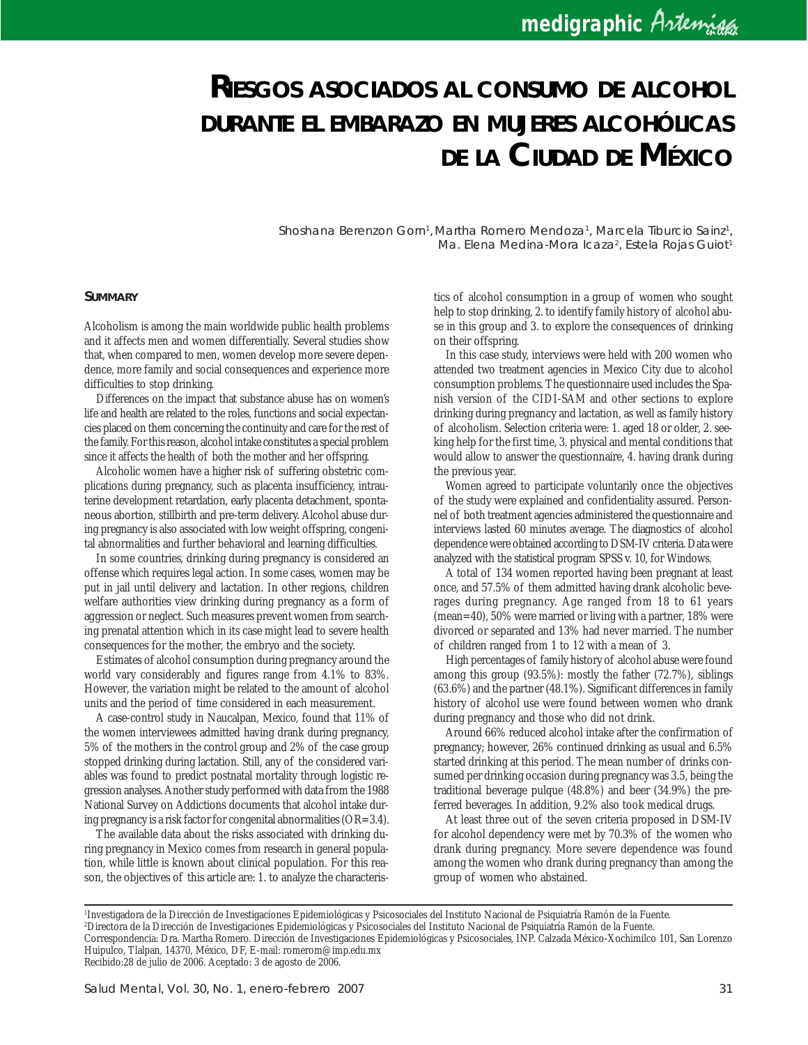# RIESGOS ASOCIADOS AL CONSUMO DE ALCOHOL DURANTE EL EMBARAZO EN MUJERES ALCOHÓLICAS DE LA CIUDAD DE MÉXICO

Shoshana Berenzon Gorn[1], Martha Romero Mendoza[1], Marcela Tiburcio Sainz[1], Ma. Elena Medina-Mora Icaza[2], Estela Rojas Guiot[1]

## SUMMARY

Alcoholism is among the main worldwide public health problems and it affects men and women differentially. Several studies show that, when compared to men, women develop more severe dependence, more family and social consequences and experience more difficulties to stop drinking.

Differences on the impact that substance abuse has on women's life and health are related to the roles, functions and social expectancies placed on them concerning the continuity and care for the rest of the family. For this reason, alcohol intake constitutes a special problem since it affects the health of both the mother and her offspring.

Alcoholic women have a higher risk of suffering obstetric complications during pregnancy, such as placenta insufficiency, intrauterine development retardation, early placenta detachment, spontaneous abortion, stillbirth and pre-term delivery. Alcohol abuse during pregnancy is also associated with low weight offspring, congenital abnormalities and further behavioral and learning difficulties.

In some countries, drinking during pregnancy is considered an offense which requires legal action. In some cases, women may be put in jail until delivery and lactation. In other regions, children welfare authorities view drinking during pregnancy as a form of aggression or neglect. Such measures prevent women from searching prenatal attention which in its case might lead to severe health consequences for the mother, the embryo and the society.

Estimates of alcohol consumption during pregnancy around the world vary considerably and figures range from 4.1% to 83%. However, the variation might be related to the amount of alcohol units and the period of time considered in each measurement.

A case-control study in Naucalpan, Mexico, found that 11% of the women interviewees admitted having drank during pregnancy, 5% of the mothers in the control group and 2% of the case group stopped drinking during lactation. Still, any of the considered variables was found to predict postnatal mortality through logistic regression analyses. Another study performed with data from the 1988 National Survey on Addictions documents that alcohol intake during pregnancy is a risk factor for congenital abnormalities (OR=3.4).

The available data about the risks associated with drinking during pregnancy in Mexico comes from research in general population, while little is known about clinical population. For this reason, the objectives of this article are: 1. to analyze the characteristics of alcohol consumption in a group of women who sought help to stop drinking, 2. to identify family history of alcohol abuse in this group and 3. to explore the consequences of drinking on their offspring.

In this case study, interviews were held with 200 women who attended two treatment agencies in Mexico City due to alcohol consumption problems. The questionnaire used includes the Spanish version of the CIDI-SAM and other sections to explore drinking during pregnancy and lactation, as well as family history of alcoholism. Selection criteria were: 1. aged 18 or older, 2. seeking help for the first time, 3. physical and mental conditions that would allow to answer the questionnaire, 4. having drank during the previous year.

Women agreed to participate voluntarily once the objectives of the study were explained and confidentiality assured. Personnel of both treatment agencies administered the questionnaire and interviews lasted 60 minutes average. The diagnostics of alcohol dependence were obtained according to DSM-IV criteria. Data were analyzed with the statistical program SPSS v. 10, for Windows.

A total of 134 women reported having been pregnant at least once, and 57.5% of them admitted having drank alcoholic beverages during pregnancy. Age ranged from 18 to 61 years (mean=40), 50% were married or living with a partner, 18% were divorced or separated and 13% had never married. The number of children ranged from 1 to 12 with a mean of 3.

High percentages of family history of alcohol abuse were found among this group (93.5%): mostly the father (72.7%), siblings (63.6%) and the partner (48.1%). Significant differences in family history of alcohol use were found between women who drank during pregnancy and those who did not drink.

Around 66% reduced alcohol intake after the confirmation of pregnancy; however, 26% continued drinking as usual and 6.5% started drinking at this period. The mean number of drinks consumed per drinking occasion during pregnancy was 3.5, being the traditional beverage pulque (48.8%) and beer (34.9%) the preferred beverages. In addition, 9.2% also took medical drugs.

At least three out of the seven criteria proposed in DSM-IV for alcohol dependency were met by 70.3% of the women who drank during pregnancy. More severe dependence was found among the women who drank during pregnancy than among the group of women who abstained.

---

[1]Investigadora de la Dirección de Investigaciones Epidemiológicas y Psicosociales del Instituto Nacional de Psiquiatría Ramón de la Fuente.
[2]Directora de la Dirección de Investigaciones Epidemiológicas y Psicosociales del Instituto Nacional de Psiquiatría Ramón de la Fuente.
Correspondencia: Dra. Martha Romero. Dirección de Investigaciones Epidemiológicas y Psicosociales, INP. Calzada México-Xochimilco 101, San Lorenzo Huipulco, Tlalpan, 14370, México, DF, E-mail: romerom@imp.edu.mx
Recibido:28 de julio de 2006. Aceptado: 3 de agosto de 2006.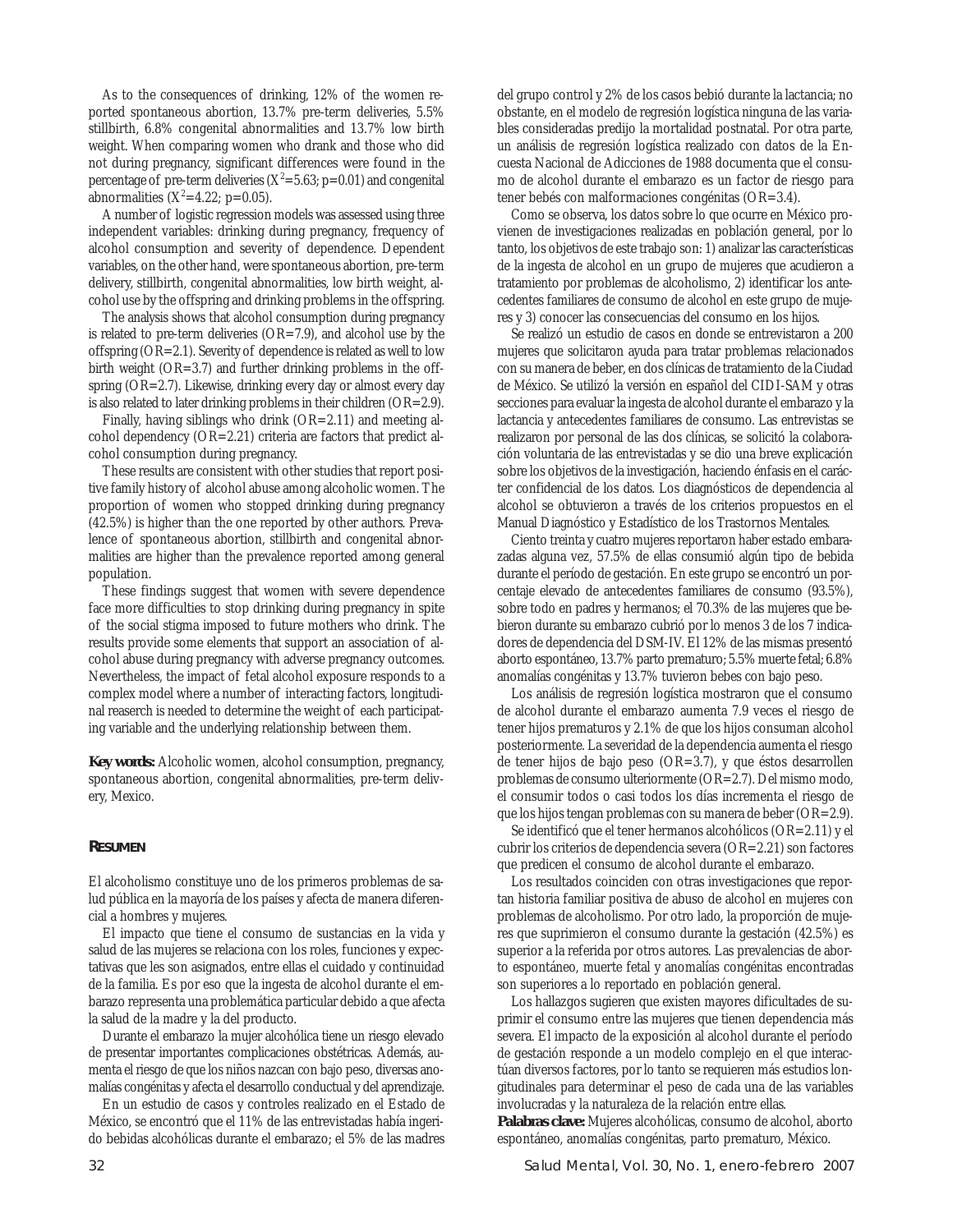As to the consequences of drinking, 12% of the women reported spontaneous abortion, 13.7% pre-term deliveries, 5.5% stillbirth, 6.8% congenital abnormalities and 13.7% low birth weight. When comparing women who drank and those who did not during pregnancy, significant differences were found in the percentage of pre-term deliveries ($X^2$=5.63; p=0.01) and congenital abnormalities ($X^2$=4.22; p=0.05).

A number of logistic regression models was assessed using three independent variables: drinking during pregnancy, frequency of alcohol consumption and severity of dependence. Dependent variables, on the other hand, were spontaneous abortion, pre-term delivery, stillbirth, congenital abnormalities, low birth weight, alcohol use by the offspring and drinking problems in the offspring.

The analysis shows that alcohol consumption during pregnancy is related to pre-term deliveries (OR=7.9), and alcohol use by the offspring (OR=2.1). Severity of dependence is related as well to low birth weight (OR=3.7) and further drinking problems in the offspring (OR=2.7). Likewise, drinking every day or almost every day is also related to later drinking problems in their children (OR=2.9).

Finally, having siblings who drink (OR=2.11) and meeting alcohol dependency (OR=2.21) criteria are factors that predict alcohol consumption during pregnancy.

These results are consistent with other studies that report positive family history of alcohol abuse among alcoholic women. The proportion of women who stopped drinking during pregnancy (42.5%) is higher than the one reported by other authors. Prevalence of spontaneous abortion, stillbirth and congenital abnormalities are higher than the prevalence reported among general population.

These findings suggest that women with severe dependence face more difficulties to stop drinking during pregnancy in spite of the social stigma imposed to future mothers who drink. The results provide some elements that support an association of alcohol abuse during pregnancy with adverse pregnancy outcomes. Nevertheless, the impact of fetal alcohol exposure responds to a complex model where a number of interacting factors, longitudinal reaserch is needed to determine the weight of each participating variable and the underlying relationship between them.

**Key words:** Alcoholic women, alcohol consumption, pregnancy, spontaneous abortion, congenital abnormalities, pre-term delivery, Mexico.

## RESUMEN

El alcoholismo constituye uno de los primeros problemas de salud pública en la mayoría de los países y afecta de manera diferencial a hombres y mujeres.

El impacto que tiene el consumo de sustancias en la vida y salud de las mujeres se relaciona con los roles, funciones y expectativas que les son asignados, entre ellas el cuidado y continuidad de la familia. Es por eso que la ingesta de alcohol durante el embarazo representa una problemática particular debido a que afecta la salud de la madre y la del producto.

Durante el embarazo la mujer alcohólica tiene un riesgo elevado de presentar importantes complicaciones obstétricas. Además, aumenta el riesgo de que los niños nazcan con bajo peso, diversas anomalías congénitas y afecta el desarrollo conductual y del aprendizaje.

En un estudio de casos y controles realizado en el Estado de México, se encontró que el 11% de las entrevistadas había ingerido bebidas alcohólicas durante el embarazo; el 5% de las madres del grupo control y 2% de los casos bebió durante la lactancia; no obstante, en el modelo de regresión logística ninguna de las variables consideradas predijo la mortalidad postnatal. Por otra parte, un análisis de regresión logística realizado con datos de la Encuesta Nacional de Adicciones de 1988 documenta que el consumo de alcohol durante el embarazo es un factor de riesgo para tener bebés con malformaciones congénitas (OR=3.4).

Como se observa, los datos sobre lo que ocurre en México provienen de investigaciones realizadas en población general, por lo tanto, los objetivos de este trabajo son: 1) analizar las características de la ingesta de alcohol en un grupo de mujeres que acudieron a tratamiento por problemas de alcoholismo, 2) identificar los antecedentes familiares de consumo de alcohol en este grupo de mujeres y 3) conocer las consecuencias del consumo en los hijos.

Se realizó un estudio de casos en donde se entrevistaron a 200 mujeres que solicitaron ayuda para tratar problemas relacionados con su manera de beber, en dos clínicas de tratamiento de la Ciudad de México. Se utilizó la versión en español del CIDI-SAM y otras secciones para evaluar la ingesta de alcohol durante el embarazo y la lactancia y antecedentes familiares de consumo. Las entrevistas se realizaron por personal de las dos clínicas, se solicitó la colaboración voluntaria de las entrevistadas y se dio una breve explicación sobre los objetivos de la investigación, haciendo énfasis en el carácter confidencial de los datos. Los diagnósticos de dependencia al alcohol se obtuvieron a través de los criterios propuestos en el Manual Diagnóstico y Estadístico de los Trastornos Mentales.

Ciento treinta y cuatro mujeres reportaron haber estado embarazadas alguna vez, 57.5% de ellas consumió algún tipo de bebida durante el período de gestación. En este grupo se encontró un porcentaje elevado de antecedentes familiares de consumo (93.5%), sobre todo en padres y hermanos; el 70.3% de las mujeres que bebieron durante su embarazo cubrió por lo menos 3 de los 7 indicadores de dependencia del DSM-IV. El 12% de las mismas presentó aborto espontáneo, 13.7% parto prematuro; 5.5% muerte fetal; 6.8% anomalías congénitas y 13.7% tuvieron bebes con bajo peso.

Los análisis de regresión logística mostraron que el consumo de alcohol durante el embarazo aumenta 7.9 veces el riesgo de tener hijos prematuros y 2.1% de que los hijos consuman alcohol posteriormente. La severidad de la dependencia aumenta el riesgo de tener hijos de bajo peso (OR=3.7), y que éstos desarrollen problemas de consumo ulteriormente (OR=2.7). Del mismo modo, el consumir todos o casi todos los días incrementa el riesgo de que los hijos tengan problemas con su manera de beber (OR=2.9).

Se identificó que el tener hermanos alcohólicos (OR=2.11) y el cubrir los criterios de dependencia severa (OR=2.21) son factores que predicen el consumo de alcohol durante el embarazo.

Los resultados coinciden con otras investigaciones que reportan historia familiar positiva de abuso de alcohol en mujeres con problemas de alcoholismo. Por otro lado, la proporción de mujeres que suprimieron el consumo durante la gestación (42.5%) es superior a la referida por otros autores. Las prevalencias de aborto espontáneo, muerte fetal y anomalías congénitas encontradas son superiores a lo reportado en población general.

Los hallazgos sugieren que existen mayores dificultades de suprimir el consumo entre las mujeres que tienen dependencia más severa. El impacto de la exposición al alcohol durante el período de gestación responde a un modelo complejo en el que interactúan diversos factores, por lo tanto se requieren más estudios longitudinales para determinar el peso de cada una de las variables involucradas y la naturaleza de la relación entre ellas.

**Palabras clave:** Mujeres alcohólicas, consumo de alcohol, aborto espontáneo, anomalías congénitas, parto prematuro, México.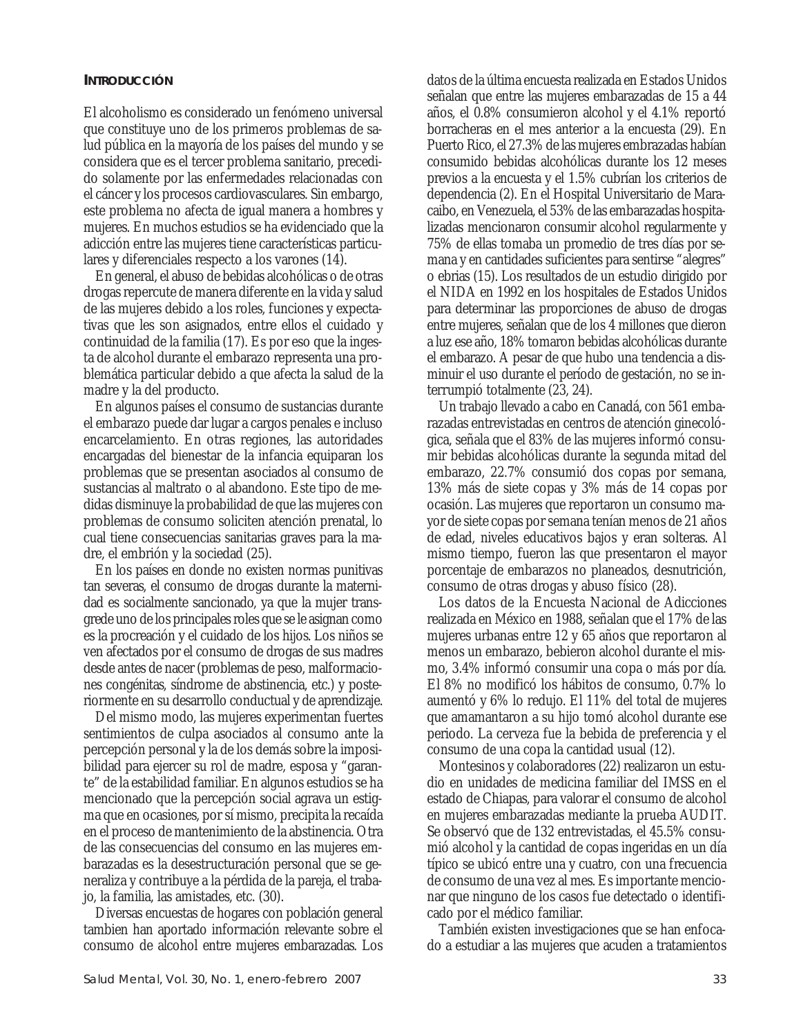## INTRODUCCIÓN

El alcoholismo es considerado un fenómeno universal que constituye uno de los primeros problemas de salud pública en la mayoría de los países del mundo y se considera que es el tercer problema sanitario, precedido solamente por las enfermedades relacionadas con el cáncer y los procesos cardiovasculares. Sin embargo, este problema no afecta de igual manera a hombres y mujeres. En muchos estudios se ha evidenciado que la adicción entre las mujeres tiene características particulares y diferenciales respecto a los varones (14).

En general, el abuso de bebidas alcohólicas o de otras drogas repercute de manera diferente en la vida y salud de las mujeres debido a los roles, funciones y expectativas que les son asignados, entre ellos el cuidado y continuidad de la familia (17). Es por eso que la ingesta de alcohol durante el embarazo representa una problemática particular debido a que afecta la salud de la madre y la del producto.

En algunos países el consumo de sustancias durante el embarazo puede dar lugar a cargos penales e incluso encarcelamiento. En otras regiones, las autoridades encargadas del bienestar de la infancia equiparan los problemas que se presentan asociados al consumo de sustancias al maltrato o al abandono. Este tipo de medidas disminuye la probabilidad de que las mujeres con problemas de consumo soliciten atención prenatal, lo cual tiene consecuencias sanitarias graves para la madre, el embrión y la sociedad (25).

En los países en donde no existen normas punitivas tan severas, el consumo de drogas durante la maternidad es socialmente sancionado, ya que la mujer transgrede uno de los principales roles que se le asignan como es la procreación y el cuidado de los hijos. Los niños se ven afectados por el consumo de drogas de sus madres desde antes de nacer (problemas de peso, malformaciones congénitas, síndrome de abstinencia, etc.) y posteriormente en su desarrollo conductual y de aprendizaje.

Del mismo modo, las mujeres experimentan fuertes sentimientos de culpa asociados al consumo ante la percepción personal y la de los demás sobre la imposibilidad para ejercer su rol de madre, esposa y "garante" de la estabilidad familiar. En algunos estudios se ha mencionado que la percepción social agrava un estigma que en ocasiones, por sí mismo, precipita la recaída en el proceso de mantenimiento de la abstinencia. Otra de las consecuencias del consumo en las mujeres embarazadas es la desestructuración personal que se generaliza y contribuye a la pérdida de la pareja, el trabajo, la familia, las amistades, etc. (30).

Diversas encuestas de hogares con población general tambien han aportado información relevante sobre el consumo de alcohol entre mujeres embarazadas. Los datos de la última encuesta realizada en Estados Unidos señalan que entre las mujeres embarazadas de 15 a 44 años, el 0.8% consumieron alcohol y el 4.1% reportó borracheras en el mes anterior a la encuesta (29). En Puerto Rico, el 27.3% de las mujeres embrazadas habían consumido bebidas alcohólicas durante los 12 meses previos a la encuesta y el 1.5% cubrían los criterios de dependencia (2). En el Hospital Universitario de Maracaibo, en Venezuela, el 53% de las embarazadas hospitalizadas mencionaron consumir alcohol regularmente y 75% de ellas tomaba un promedio de tres días por semana y en cantidades suficientes para sentirse "alegres" o ebrias (15). Los resultados de un estudio dirigido por el NIDA en 1992 en los hospitales de Estados Unidos para determinar las proporciones de abuso de drogas entre mujeres, señalan que de los 4 millones que dieron a luz ese año, 18% tomaron bebidas alcohólicas durante el embarazo. A pesar de que hubo una tendencia a disminuir el uso durante el período de gestación, no se interrumpió totalmente (23, 24).

Un trabajo llevado a cabo en Canadá, con 561 embarazadas entrevistadas en centros de atención ginecológica, señala que el 83% de las mujeres informó consumir bebidas alcohólicas durante la segunda mitad del embarazo, 22.7% consumió dos copas por semana, 13% más de siete copas y 3% más de 14 copas por ocasión. Las mujeres que reportaron un consumo mayor de siete copas por semana tenían menos de 21 años de edad, niveles educativos bajos y eran solteras. Al mismo tiempo, fueron las que presentaron el mayor porcentaje de embarazos no planeados, desnutrición, consumo de otras drogas y abuso físico (28).

Los datos de la Encuesta Nacional de Adicciones realizada en México en 1988, señalan que el 17% de las mujeres urbanas entre 12 y 65 años que reportaron al menos un embarazo, bebieron alcohol durante el mismo, 3.4% informó consumir una copa o más por día. El 8% no modificó los hábitos de consumo, 0.7% lo aumentó y 6% lo redujo. El 11% del total de mujeres que amamantaron a su hijo tomó alcohol durante ese periodo. La cerveza fue la bebida de preferencia y el consumo de una copa la cantidad usual (12).

Montesinos y colaboradores (22) realizaron un estudio en unidades de medicina familiar del IMSS en el estado de Chiapas, para valorar el consumo de alcohol en mujeres embarazadas mediante la prueba AUDIT. Se observó que de 132 entrevistadas, el 45.5% consumió alcohol y la cantidad de copas ingeridas en un día típico se ubicó entre una y cuatro, con una frecuencia de consumo de una vez al mes. Es importante mencionar que ninguno de los casos fue detectado o identificado por el médico familiar.

También existen investigaciones que se han enfocado a estudiar a las mujeres que acuden a tratamientos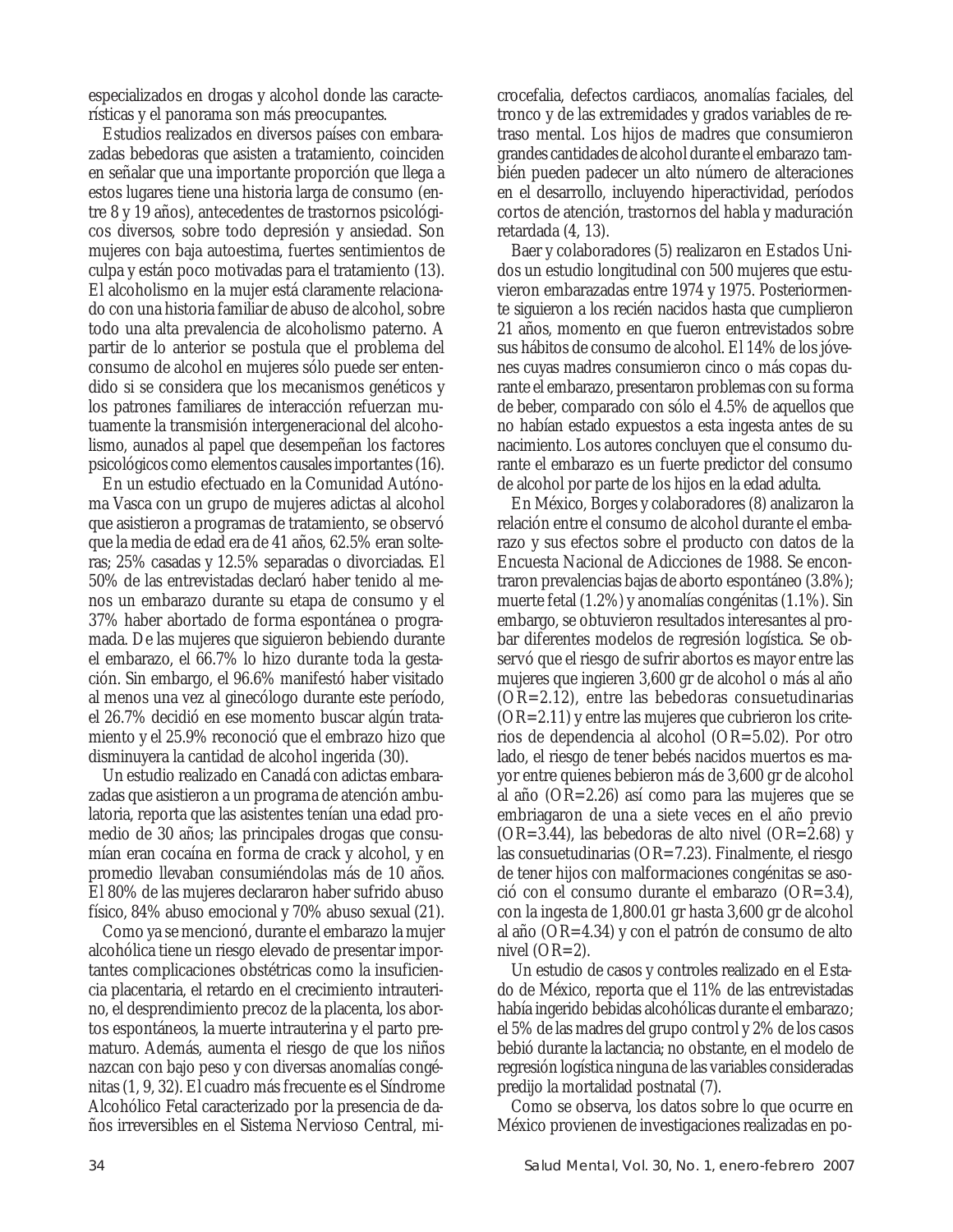especializados en drogas y alcohol donde las características y el panorama son más preocupantes.

Estudios realizados en diversos países con embarazadas bebedoras que asisten a tratamiento, coinciden en señalar que una importante proporción que llega a estos lugares tiene una historia larga de consumo (entre 8 y 19 años), antecedentes de trastornos psicológicos diversos, sobre todo depresión y ansiedad. Son mujeres con baja autoestima, fuertes sentimientos de culpa y están poco motivadas para el tratamiento (13). El alcoholismo en la mujer está claramente relacionado con una historia familiar de abuso de alcohol, sobre todo una alta prevalencia de alcoholismo paterno. A partir de lo anterior se postula que el problema del consumo de alcohol en mujeres sólo puede ser entendido si se considera que los mecanismos genéticos y los patrones familiares de interacción refuerzan mutuamente la transmisión intergeneracional del alcoholismo, aunados al papel que desempeñan los factores psicológicos como elementos causales importantes (16).

En un estudio efectuado en la Comunidad Autónoma Vasca con un grupo de mujeres adictas al alcohol que asistieron a programas de tratamiento, se observó que la media de edad era de 41 años, 62.5% eran solteras; 25% casadas y 12.5% separadas o divorciadas. El 50% de las entrevistadas declaró haber tenido al menos un embarazo durante su etapa de consumo y el 37% haber abortado de forma espontánea o programada. De las mujeres que siguieron bebiendo durante el embarazo, el 66.7% lo hizo durante toda la gestación. Sin embargo, el 96.6% manifestó haber visitado al menos una vez al ginecólogo durante este período, el 26.7% decidió en ese momento buscar algún tratamiento y el 25.9% reconoció que el embrazo hizo que disminuyera la cantidad de alcohol ingerida (30).

Un estudio realizado en Canadá con adictas embarazadas que asistieron a un programa de atención ambulatoria, reporta que las asistentes tenían una edad promedio de 30 años; las principales drogas que consumían eran cocaína en forma de crack y alcohol, y en promedio llevaban consumiéndolas más de 10 años. El 80% de las mujeres declararon haber sufrido abuso físico, 84% abuso emocional y 70% abuso sexual (21).

Como ya se mencionó, durante el embarazo la mujer alcohólica tiene un riesgo elevado de presentar importantes complicaciones obstétricas como la insuficiencia placentaria, el retardo en el crecimiento intrauterino, el desprendimiento precoz de la placenta, los abortos espontáneos, la muerte intrauterina y el parto prematuro. Además, aumenta el riesgo de que los niños nazcan con bajo peso y con diversas anomalías congénitas (1, 9, 32). El cuadro más frecuente es el Síndrome Alcohólico Fetal caracterizado por la presencia de daños irreversibles en el Sistema Nervioso Central, microcefalia, defectos cardiacos, anomalías faciales, del tronco y de las extremidades y grados variables de retraso mental. Los hijos de madres que consumieron grandes cantidades de alcohol durante el embarazo también pueden padecer un alto número de alteraciones en el desarrollo, incluyendo hiperactividad, períodos cortos de atención, trastornos del habla y maduración retardada (4, 13).

Baer y colaboradores (5) realizaron en Estados Unidos un estudio longitudinal con 500 mujeres que estuvieron embarazadas entre 1974 y 1975. Posteriormente siguieron a los recién nacidos hasta que cumplieron 21 años, momento en que fueron entrevistados sobre sus hábitos de consumo de alcohol. El 14% de los jóvenes cuyas madres consumieron cinco o más copas durante el embarazo, presentaron problemas con su forma de beber, comparado con sólo el 4.5% de aquellos que no habían estado expuestos a esta ingesta antes de su nacimiento. Los autores concluyen que el consumo durante el embarazo es un fuerte predictor del consumo de alcohol por parte de los hijos en la edad adulta.

En México, Borges y colaboradores (8) analizaron la relación entre el consumo de alcohol durante el embarazo y sus efectos sobre el producto con datos de la Encuesta Nacional de Adicciones de 1988. Se encontraron prevalencias bajas de aborto espontáneo (3.8%); muerte fetal (1.2%) y anomalías congénitas (1.1%). Sin embargo, se obtuvieron resultados interesantes al probar diferentes modelos de regresión logística. Se observó que el riesgo de sufrir abortos es mayor entre las mujeres que ingieren 3,600 gr de alcohol o más al año (OR=2.12), entre las bebedoras consuetudinarias (OR=2.11) y entre las mujeres que cubrieron los criterios de dependencia al alcohol (OR=5.02). Por otro lado, el riesgo de tener bebés nacidos muertos es mayor entre quienes bebieron más de 3,600 gr de alcohol al año (OR=2.26) así como para las mujeres que se embriagaron de una a siete veces en el año previo (OR=3.44), las bebedoras de alto nivel (OR=2.68) y las consuetudinarias (OR=7.23). Finalmente, el riesgo de tener hijos con malformaciones congénitas se asoció con el consumo durante el embarazo (OR=3.4), con la ingesta de 1,800.01 gr hasta 3,600 gr de alcohol al año (OR=4.34) y con el patrón de consumo de alto nivel (OR=2).

Un estudio de casos y controles realizado en el Estado de México, reporta que el 11% de las entrevistadas había ingerido bebidas alcohólicas durante el embarazo; el 5% de las madres del grupo control y 2% de los casos bebió durante la lactancia; no obstante, en el modelo de regresión logística ninguna de las variables consideradas predijo la mortalidad postnatal (7).

Como se observa, los datos sobre lo que ocurre en México provienen de investigaciones realizadas en po-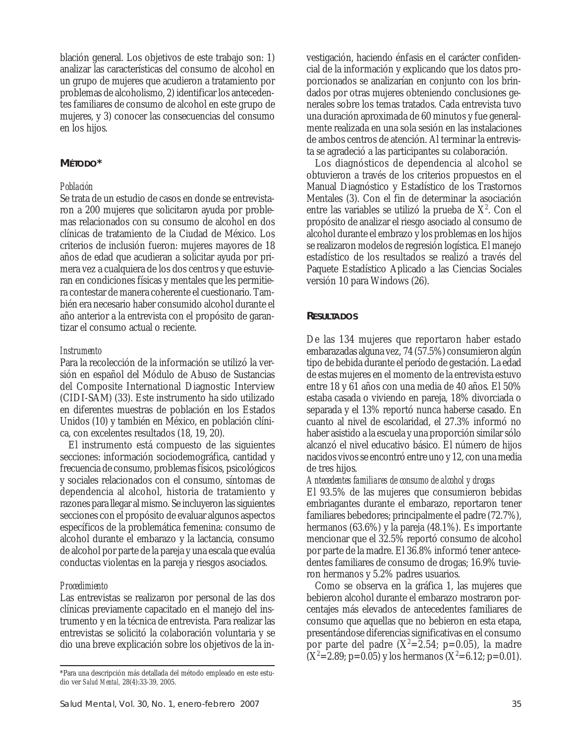blación general. Los objetivos de este trabajo son: 1) analizar las características del consumo de alcohol en un grupo de mujeres que acudieron a tratamiento por problemas de alcoholismo, 2) identificar los antecedentes familiares de consumo de alcohol en este grupo de mujeres, y 3) conocer las consecuencias del consumo en los hijos.

## MÉTODO*

### *Población*

Se trata de un estudio de casos en donde se entrevistaron a 200 mujeres que solicitaron ayuda por problemas relacionados con su consumo de alcohol en dos clínicas de tratamiento de la Ciudad de México. Los criterios de inclusión fueron: mujeres mayores de 18 años de edad que acudieran a solicitar ayuda por primera vez a cualquiera de los dos centros y que estuvieran en condiciones físicas y mentales que les permitiera contestar de manera coherente el cuestionario. También era necesario haber consumido alcohol durante el año anterior a la entrevista con el propósito de garantizar el consumo actual o reciente.

### *Instrumento*

Para la recolección de la información se utilizó la versión en español del Módulo de Abuso de Sustancias del Composite International Diagnostic Interview (CIDI-SAM) (33). Este instrumento ha sido utilizado en diferentes muestras de población en los Estados Unidos (10) y también en México, en población clínica, con excelentes resultados (18, 19, 20).

El instrumento está compuesto de las siguientes secciones: información sociodemográfica, cantidad y frecuencia de consumo, problemas físicos, psicológicos y sociales relacionados con el consumo, síntomas de dependencia al alcohol, historia de tratamiento y razones para llegar al mismo. Se incluyeron las siguientes secciones con el propósito de evaluar algunos aspectos específicos de la problemática femenina: consumo de alcohol durante el embarazo y la lactancia, consumo de alcohol por parte de la pareja y una escala que evalúa conductas violentas en la pareja y riesgos asociados.

### *Procedimiento*

Las entrevistas se realizaron por personal de las dos clínicas previamente capacitado en el manejo del instrumento y en la técnica de entrevista. Para realizar las entrevistas se solicitó la colaboración voluntaria y se dio una breve explicación sobre los objetivos de la investigación, haciendo énfasis en el carácter confidencial de la información y explicando que los datos proporcionados se analizarían en conjunto con los brindados por otras mujeres obteniendo conclusiones generales sobre los temas tratados. Cada entrevista tuvo una duración aproximada de 60 minutos y fue generalmente realizada en una sola sesión en las instalaciones de ambos centros de atención. Al terminar la entrevista se agradeció a las participantes su colaboración.

Los diagnósticos de dependencia al alcohol se obtuvieron a través de los criterios propuestos en el Manual Diagnóstico y Estadístico de los Trastornos Mentales (3). Con el fin de determinar la asociación entre las variables se utilizó la prueba de $X^2$. Con el propósito de analizar el riesgo asociado al consumo de alcohol durante el embrazo y los problemas en los hijos se realizaron modelos de regresión logística. El manejo estadístico de los resultados se realizó a través del Paquete Estadístico Aplicado a las Ciencias Sociales versión 10 para Windows (26).

## RESULTADOS

De las 134 mujeres que reportaron haber estado embarazadas alguna vez, 74 (57.5%) consumieron algún tipo de bebida durante el período de gestación. La edad de estas mujeres en el momento de la entrevista estuvo entre 18 y 61 años con una media de 40 años. El 50% estaba casada o viviendo en pareja, 18% divorciada o separada y el 13% reportó nunca haberse casado. En cuanto al nivel de escolaridad, el 27.3% informó no haber asistido a la escuela y una proporción similar sólo alcanzó el nivel educativo básico. El número de hijos nacidos vivos se encontró entre uno y 12, con una media de tres hijos.

### *Antecedentes familiares de consumo de alcohol y drogas*

El 93.5% de las mujeres que consumieron bebidas embriagantes durante el embarazo, reportaron tener familiares bebedores; principalmente el padre (72.7%), hermanos (63.6%) y la pareja (48.1%). Es importante mencionar que el 32.5% reportó consumo de alcohol por parte de la madre. El 36.8% informó tener antecedentes familiares de consumo de drogas; 16.9% tuvieron hermanos y 5.2% padres usuarios.

Como se observa en la gráfica 1, las mujeres que bebieron alcohol durante el embarazo mostraron porcentajes más elevados de antecedentes familiares de consumo que aquellas que no bebieron en esta etapa, presentándose diferencias significativas en el consumo por parte del padre ($X^2$=2.54; p=0.05), la madre ($X^2$=2.89; p=0.05) y los hermanos ($X^2$=6.12; p=0.01).

*Para una descripción más detallada del método empleado en este estudio ver *Salud Mental,* 28(4):33-39, 2005.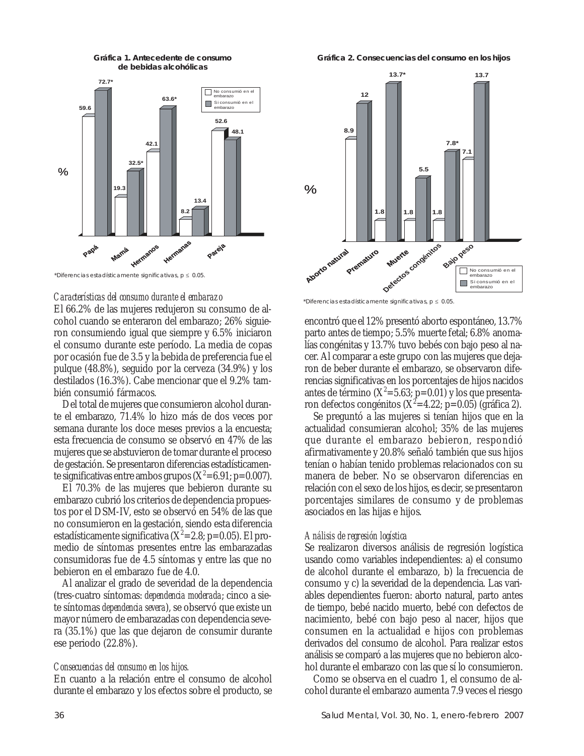**Gráfica 1. Antecedente de consumo de bebidas alcohólicas**

No consumió en el embarazo

Si consumió en el embarazo

%

Papá: 59.6, 72.7*

Mamá: 19.3, 32.5*

Hermanos: 42.1, 63.6*

Hermanas: 8.2, 13.4

Pareja: 52.6, 48.1

*Diferencias estadísticamente significativas, p ≤ 0.05.

*Características del consumo durante el embarazo*

El 66.2% de las mujeres redujeron su consumo de alcohol cuando se enteraron del embarazo; 26% siguieron consumiendo igual que siempre y 6.5% iniciaron el consumo durante este período. La media de copas por ocasión fue de 3.5 y la bebida de preferencia fue el pulque (48.8%), seguido por la cerveza (34.9%) y los destilados (16.3%). Cabe mencionar que el 9.2% también consumió fármacos.

Del total de mujeres que consumieron alcohol durante el embarazo, 71.4% lo hizo más de dos veces por semana durante los doce meses previos a la encuesta; esta frecuencia de consumo se observó en 47% de las mujeres que se abstuvieron de tomar durante el proceso de gestación. Se presentaron diferencias estadísticamente significativas entre ambos grupos ($X^2$=6.91; p=0.007).

El 70.3% de las mujeres que bebieron durante su embarazo cubrió los criterios de dependencia propuestos por el DSM-IV, esto se observó en 54% de las que no consumieron en la gestación, siendo esta diferencia estadísticamente significativa ($X^2$=2.8; p=0.05). El promedio de síntomas presentes entre las embarazadas consumidoras fue de 4.5 síntomas y entre las que no bebieron en el embarazo fue de 4.0.

Al analizar el grado de severidad de la dependencia (tres-cuatro síntomas: *dependencia moderada*; cinco a siete síntomas *dependencia severa*), se observó que existe un mayor número de embarazadas con dependencia severa (35.1%) que las que dejaron de consumir durante ese periodo (22.8%).

*Consecuencias del consumo en los hijos.*

En cuanto a la relación entre el consumo de alcohol durante el embarazo y los efectos sobre el producto, se encontró que el 12% presentó aborto espontáneo, 13.7% parto antes de tiempo; 5.5% muerte fetal; 6.8% anomalías congénitas y 13.7% tuvo bebés con bajo peso al nacer. Al comparar a este grupo con las mujeres que dejaron de beber durante el embarazo, se observaron diferencias significativas en los porcentajes de hijos nacidos antes de término ($X^2$=5.63; p=0.01) y los que presentaron defectos congénitos ($X^2$=4.22; p=0.05) (gráfica 2).

**Gráfica 2. Consecuencias del consumo en los hijos**

%

Aborto natural: 8.9, 12

Prematuro: 1.8, 13.7*

Muerte: 1.8, 5.5

Defectos congénitos: 1.8, 7.8*

Bajo peso: 7.1, 13.7

No consumió en el embarazo

Si consumió en el embarazo

*Diferencias estadísticamente significativas, p ≤ 0.05.

Se preguntó a las mujeres si tenían hijos que en la actualidad consumieran alcohol; 35% de las mujeres que durante el embarazo bebieron, respondió afirmativamente y 20.8% señaló también que sus hijos tenían o habían tenido problemas relacionados con su manera de beber. No se observaron diferencias en relación con el sexo de los hijos, es decir, se presentaron porcentajes similares de consumo y de problemas asociados en las hijas e hijos.

*Análisis de regresión logística*

Se realizaron diversos análisis de regresión logística usando como variables independientes: a) el consumo de alcohol durante el embarazo, b) la frecuencia de consumo y c) la severidad de la dependencia. Las variables dependientes fueron: aborto natural, parto antes de tiempo, bebé nacido muerto, bebé con defectos de nacimiento, bebé con bajo peso al nacer, hijos que consumen en la actualidad e hijos con problemas derivados del consumo de alcohol. Para realizar estos análisis se comparó a las mujeres que no bebieron alcohol durante el embarazo con las que sí lo consumieron.

Como se observa en el cuadro 1, el consumo de alcohol durante el embarazo aumenta 7.9 veces el riesgo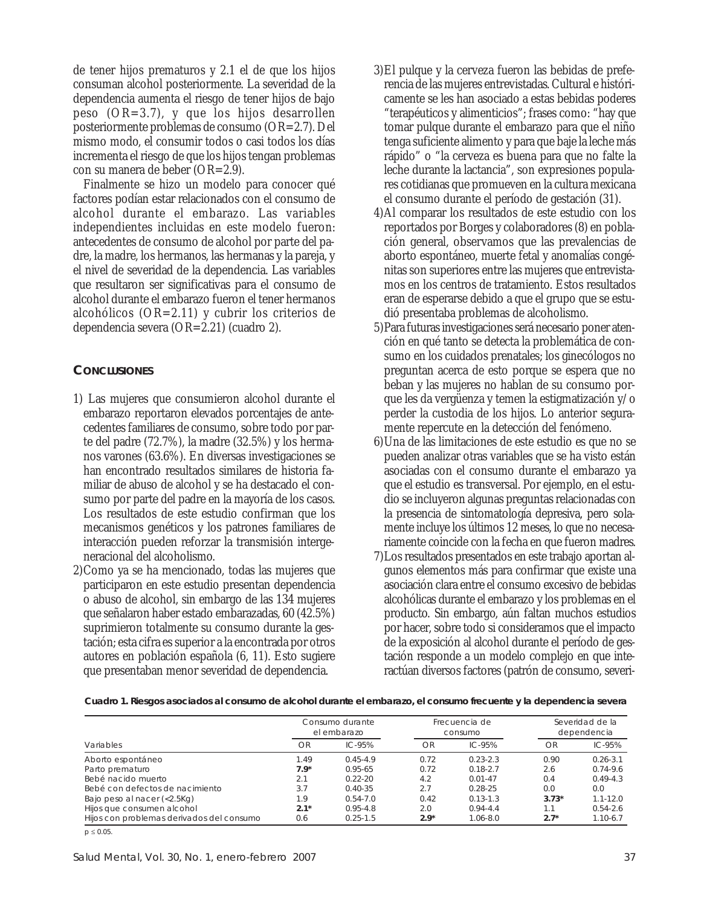de tener hijos prematuros y 2.1 el de que los hijos consuman alcohol posteriormente. La severidad de la dependencia aumenta el riesgo de tener hijos de bajo peso (OR=3.7), y que los hijos desarrollen posteriormente problemas de consumo (OR=2.7). Del mismo modo, el consumir todos o casi todos los días incrementa el riesgo de que los hijos tengan problemas con su manera de beber (OR=2.9).

Finalmente se hizo un modelo para conocer qué factores podían estar relacionados con el consumo de alcohol durante el embarazo. Las variables independientes incluidas en este modelo fueron: antecedentes de consumo de alcohol por parte del padre, la madre, los hermanos, las hermanas y la pareja, y el nivel de severidad de la dependencia. Las variables que resultaron ser significativas para el consumo de alcohol durante el embarazo fueron el tener hermanos alcohólicos (OR=2.11) y cubrir los criterios de dependencia severa (OR=2.21) (cuadro 2).

## CONCLUSIONES

1) Las mujeres que consumieron alcohol durante el embarazo reportaron elevados porcentajes de antecedentes familiares de consumo, sobre todo por parte del padre (72.7%), la madre (32.5%) y los hermanos varones (63.6%). En diversas investigaciones se han encontrado resultados similares de historia familiar de abuso de alcohol y se ha destacado el consumo por parte del padre en la mayoría de los casos. Los resultados de este estudio confirman que los mecanismos genéticos y los patrones familiares de interacción pueden reforzar la transmisión intergeneracional del alcoholismo.
2) Como ya se ha mencionado, todas las mujeres que participaron en este estudio presentan dependencia o abuso de alcohol, sin embargo de las 134 mujeres que señalaron haber estado embarazadas, 60 (42.5%) suprimieron totalmente su consumo durante la gestación; esta cifra es superior a la encontrada por otros autores en población española (6, 11). Esto sugiere que presentaban menor severidad de dependencia.
3) El pulque y la cerveza fueron las bebidas de preferencia de las mujeres entrevistadas. Cultural e históricamente se les han asociado a estas bebidas poderes "terapéuticos y alimenticios"; frases como: "hay que tomar pulque durante el embarazo para que el niño tenga suficiente alimento y para que baje la leche más rápido" o "la cerveza es buena para que no falte la leche durante la lactancia", son expresiones populares cotidianas que promueven en la cultura mexicana el consumo durante el período de gestación (31).
4) Al comparar los resultados de este estudio con los reportados por Borges y colaboradores (8) en población general, observamos que las prevalencias de aborto espontáneo, muerte fetal y anomalías congénitas son superiores entre las mujeres que entrevistamos en los centros de tratamiento. Estos resultados eran de esperarse debido a que el grupo que se estudió presentaba problemas de alcoholismo.
5) Para futuras investigaciones será necesario poner atención en qué tanto se detecta la problemática de consumo en los cuidados prenatales; los ginecólogos no preguntan acerca de esto porque se espera que no beban y las mujeres no hablan de su consumo porque les da vergüenza y temen la estigmatización y/o perder la custodia de los hijos. Lo anterior seguramente repercute en la detección del fenómeno.
6) Una de las limitaciones de este estudio es que no se pueden analizar otras variables que se ha visto están asociadas con el consumo durante el embarazo ya que el estudio es transversal. Por ejemplo, en el estudio se incluyeron algunas preguntas relacionadas con la presencia de sintomatología depresiva, pero solamente incluye los últimos 12 meses, lo que no necesariamente coincide con la fecha en que fueron madres.
7) Los resultados presentados en este trabajo aportan algunos elementos más para confirmar que existe una asociación clara entre el consumo excesivo de bebidas alcohólicas durante el embarazo y los problemas en el producto. Sin embargo, aún faltan muchos estudios por hacer, sobre todo si consideramos que el impacto de la exposición al alcohol durante el período de gestación responde a un modelo complejo en que interactúan diversos factores (patrón de consumo, severi-

**Cuadro 1. Riesgos asociados al consumo de alcohol durante el embarazo, el consumo frecuente y la dependencia severa**

| | Consumo durante el embarazo | | Frecuencia de consumo | | Severidad de la dependencia | |
|---|---|---|---|---|---|---|
| Variables | OR | IC-95% | OR | IC-95% | OR | IC-95% |
| Aborto espontáneo | 1.49 | 0.45-4.9 | 0.72 | 0.23-2.3 | 0.90 | 0.26-3.1 |
| Parto prematuro | **7.9*** | 0.95-65 | 0.72 | 0.18-2.7 | 2.6 | 0.74-9.6 |
| Bebé nacido muerto | 2.1 | 0.22-20 | 4.2 | 0.01-47 | 0.4 | 0.49-4.3 |
| Bebé con defectos de nacimiento | 3.7 | 0.40-35 | 2.7 | 0.28-25 | 0.0 | 0.0 |
| Bajo peso al nacer (<2.5Kg) | 1.9 | 0.54-7.0 | 0.42 | 0.13-1.3 | **3.73*** | 1.1-12.0 |
| Hijos que consumen alcohol | **2.1*** | 0.95-4.8 | 2.0 | 0.94-4.4 | 1.1 | 0.54-2.6 |
| Hijos con problemas derivados del consumo | 0.6 | 0.25-1.5 | **2.9*** | 1.06-8.0 | **2.7*** | 1.10-6.7 |

$p \leq 0.05$.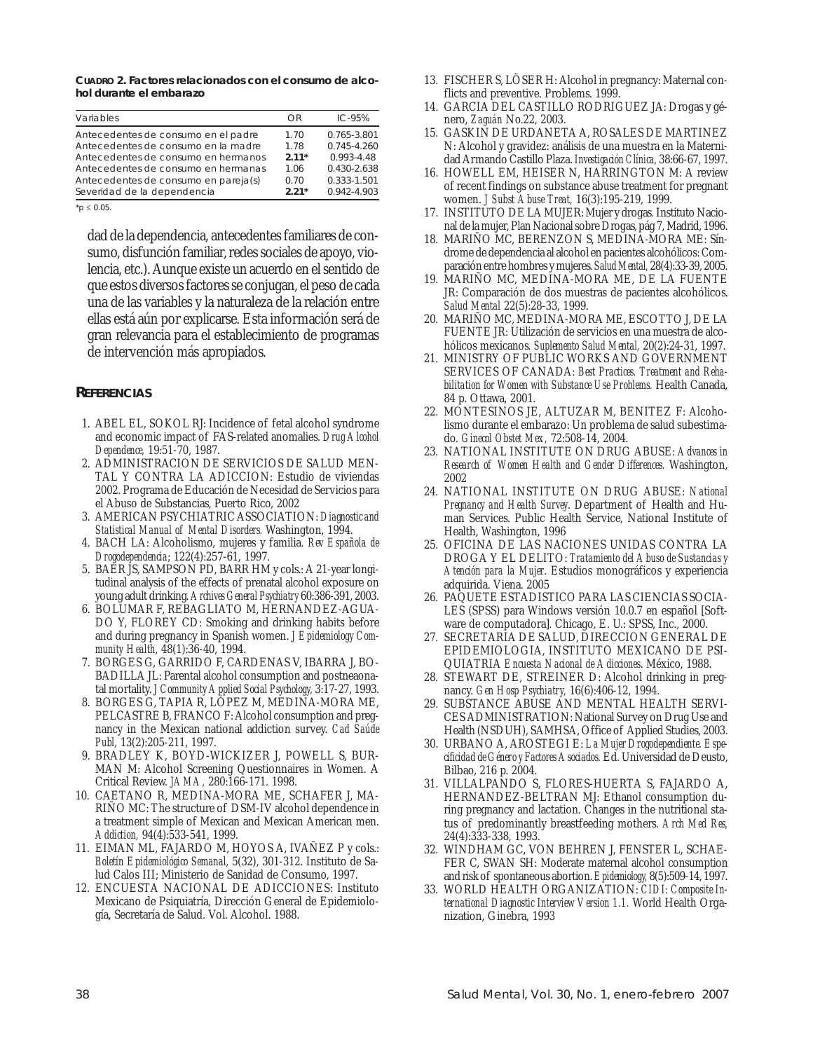**CUADRO 2. Factores relacionados con el consumo de alcohol durante el embarazo**

| Variables | OR | IC-95% |
|---|---|---|
| Antecedentes de consumo en el padre | 1.70 | 0.765-3.801 |
| Antecedentes de consumo en la madre | 1.78 | 0.745-4.260 |
| Antecedentes de consumo en hermanos | **2.11*** | 0.993-4.48 |
| Antecedentes de consumo en hermanas | 1.06 | 0.430-2.638 |
| Antecedentes de consumo en pareja(s) | 0.70 | 0.333-1.501 |
| Severidad de la dependencia | **2.21*** | 0.942-4.903 |

*$p \leq 0.05$.

dad de la dependencia, antecedentes familiares de consumo, disfunción familiar, redes sociales de apoyo, violencia, etc.). Aunque existe un acuerdo en el sentido de que estos diversos factores se conjugan, el peso de cada una de las variables y la naturaleza de la relación entre ellas está aún por explicarse. Esta información será de gran relevancia para el establecimiento de programas de intervención más apropiados.

## REFERENCIAS

1. ABEL EL, SOKOL RJ: Incidence of fetal alcohol syndrome and economic impact of FAS-related anomalies. *Drug Alcohol Dependence,* 19:51-70, 1987.
2. ADMINISTRACION DE SERVICIOS DE SALUD MENTAL Y CONTRA LA ADICCION: Estudio de viviendas 2002. Programa de Educación de Necesidad de Servicios para el Abuso de Substancias, Puerto Rico, 2002
3. AMERICAN PSYCHIATRIC ASSOCIATION: *Diagnostic and Statistical Manual of Mental Disorders.* Washington, 1994.
4. BACH LA: Alcoholismo, mujeres y familia. *Rev Española de Drogodependencia*; 122(4):257-61, 1997.
5. BAER JS, SAMPSON PD, BARR HM y cols.: A 21-year longitudinal analysis of the effects of prenatal alcohol exposure on young adult drinking. *Archives General Psychiatry* 60:386-391, 2003.
6. BOLUMAR F, REBAGLIATO M, HERNANDEZ-AGUADO Y, FLOREY CD: Smoking and drinking habits before and during pregnancy in Spanish women. *J Epidemiology Community Health*, 48(1):36-40, 1994.
7. BORGES G, GARRIDO F, CARDENAS V, IBARRA J, BOBADILLA JL: Parental alcohol consumption and postneaonatal mortality. *J Community Applied Social Psychology,* 3:17-27, 1993.
8. BORGES G, TAPIA R, LÓPEZ M, MEDINA-MORA ME, PELCASTRE B, FRANCO F: Alcohol consumption and pregnancy in the Mexican national addiction survey. *Cad Saúde Publ,* 13(2):205-211, 1997.
9. BRADLEY K, BOYD-WICKIZER J, POWELL S, BURMAN M: Alcohol Screening Questionnaires in Women. A Critical Review. *JAMA,* 280:166-171. 1998.
10. CAETANO R, MEDINA-MORA ME, SCHAFER J, MARIÑO MC: The structure of DSM-IV alcohol dependence in a treatment simple of Mexican and Mexican American men. *Addiction,* 94(4):533-541, 1999.
11. EIMAN ML, FAJARDO M, HOYOS A, IVAÑEZ P y cols.: *Boletín Epidemiológico Semanal,* 5(32), 301-312. Instituto de Salud Calos III; Ministerio de Sanidad de Consumo, 1997.
12. ENCUESTA NACIONAL DE ADICCIONES: Instituto Mexicano de Psiquiatría, Dirección General de Epidemiología, Secretaría de Salud. Vol. Alcohol. 1988.
13. FISCHER S, LÖSER H: Alcohol in pregnancy: Maternal conflicts and preventive. Problems. 1999.
14. GARCIA DEL CASTILLO RODRIGUEZ JA: Drogas y género, *Zaguán* No.22, 2003.
15. GASKIN DE URDANETA A, ROSALES DE MARTINEZ N: Alcohol y gravidez: análisis de una muestra en la Maternidad Armando Castillo Plaza. *Investigación Clínica,* 38:66-67, 1997.
16. HOWELL EM, HEISER N, HARRINGTON M: A review of recent findings on substance abuse treatment for pregnant women. *J Subst Abuse Treat,* 16(3):195-219, 1999.
17. INSTITUTO DE LA MUJER: Mujer y drogas. Instituto Nacional de la mujer, Plan Nacional sobre Drogas, pág 7, Madrid, 1996.
18. MARIÑO MC, BERENZON S, MEDINA-MORA ME: Síndrome de dependencia al alcohol en pacientes alcohólicos: Comparación entre hombres y mujeres. *Salud Mental,* 28(4):33-39, 2005.
19. MARIÑO MC, MEDINA-MORA ME, DE LA FUENTE JR: Comparación de dos muestras de pacientes alcohólicos. *Salud Mental* 22(5):28-33, 1999.
20. MARIÑO MC, MEDINA-MORA ME, ESCOTTO J, DE LA FUENTE JR: Utilización de servicios en una muestra de alcohólicos mexicanos. *Suplemento Salud Mental,* 20(2):24-31, 1997.
21. MINISTRY OF PUBLIC WORKS AND GOVERNMENT SERVICES OF CANADA: *Best Practices. Treatment and Rehabilitation for Women with Substance Use Problems.* Health Canada, 84 p. Ottawa, 2001.
22. MONTESINOS JE, ALTUZAR M, BENITEZ F: Alcoholismo durante el embarazo: Un problema de salud subestimado. *Ginecol Obstet Mex,* 72:508-14, 2004.
23. NATIONAL INSTITUTE ON DRUG ABUSE: *Advances in Research of Women Health and Gender Differences.* Washington, 2002
24. NATIONAL INSTITUTE ON DRUG ABUSE: *National Pregnancy and Health Survey*. Department of Health and Human Services. Public Health Service, National Institute of Health, Washington, 1996
25. OFICINA DE LAS NACIONES UNIDAS CONTRA LA DROGA Y EL DELITO: *Tratamiento del Abuso de Sustancias y Atención para la Mujer*. Estudios monográficos y experiencia adquirida. Viena. 2005
26. PAQUETE ESTADISTICO PARA LAS CIENCIAS SOCIALES (SPSS) para Windows versión 10.0.7 en español [Software de computadora]. Chicago, E. U.: SPSS, Inc., 2000.
27. SECRETARIA DE SALUD, DIRECCION GENERAL DE EPIDEMIOLOGIA, INSTITUTO MEXICANO DE PSIQUIATRIA *Encuesta Nacional de Adicciones*. México, 1988.
28. STEWART DE, STREINER D: Alcohol drinking in pregnancy. *Gen Hosp Psychiatry,* 16(6):406-12, 1994.
29. SUBSTANCE ABUSE AND MENTAL HEALTH SERVICES ADMINISTRATION: National Survey on Drug Use and Health (NSDUH), SAMHSA, Office of Applied Studies, 2003.
30. URBANO A, AROSTEGI E: *La Mujer Drogodependiente. Especificidad de Género y Factores Asociados.* Ed. Universidad de Deusto, Bilbao, 216 p. 2004.
31. VILLALPANDO S, FLORES-HUERTA S, FAJARDO A, HERNANDEZ-BELTRAN MJ: Ethanol consumption during pregnancy and lactation. Changes in the nutritional status of predominantly breastfeeding mothers. *Arch Med Res,* 24(4):333-338, 1993.
32. WINDHAM GC, VON BEHREN J, FENSTER L, SCHAEFER C, SWAN SH: Moderate maternal alcohol consumption and risk of spontaneous abortion. *Epidemiology,* 8(5):509-14, 1997.
33. WORLD HEALTH ORGANIZATION: *CIDI: Composite International Diagnostic Interview Version 1.1.* World Health Organization, Ginebra, 1993